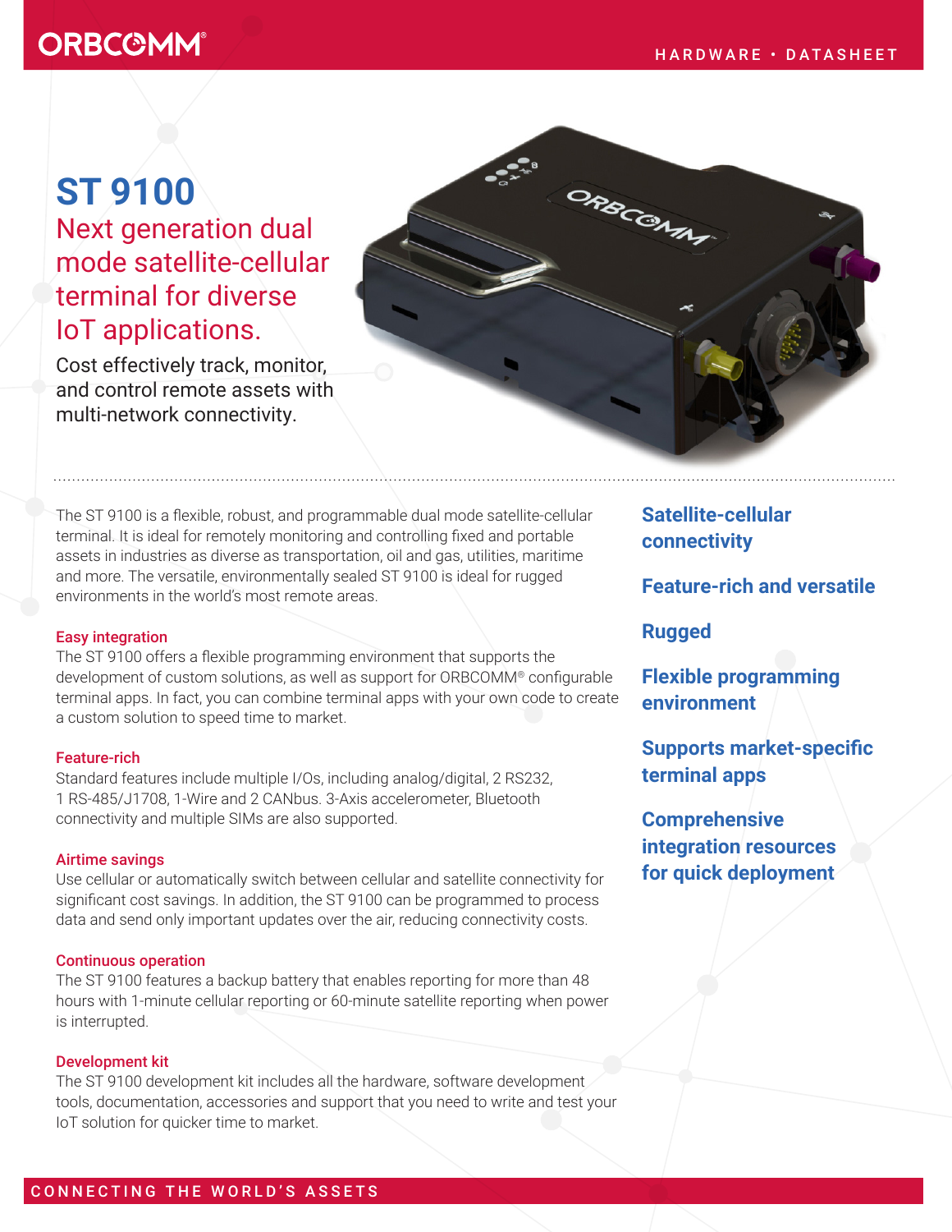ORBCOMM®

HARDWARE • DATASHEET

# ST 9100

## Next generation dual mode satellite-cellular terminal for diverse IoT applications.

Cost effectively track, monitor, and control remote assets with multi-network connectivity.

The ST 9100 is a flexible, robust, and programmable dual mode satellite-cellular terminal. It is ideal for remotely monitoring and controlling fixed and portable assets in industries as diverse as transportation, oil and gas, utilities, maritime and more. The versatile, environmentally sealed ST 9100 is ideal for rugged environments in the world's most remote areas.

### Easy integration

The ST 9100 offers a flexible programming environment that supports the development of custom solutions, as well as support for ORBCOMM® configurable terminal apps. In fact, you can combine terminal apps with your own code to create a custom solution to speed time to market.

### Feature-rich

Standard features include multiple I/Os, including analog/digital, 2 RS232, 1 RS-485/J1708, 1-Wire and 2 CANbus. 3-Axis accelerometer, Bluetooth connectivity and multiple SIMs are also supported.

### Airtime savings

Use cellular or automatically switch between cellular and satellite connectivity for significant cost savings. In addition, the ST 9100 can be programmed to process data and send only important updates over the air, reducing connectivity costs.

### Continuous operation

The ST 9100 features a backup battery that enables reporting for more than 48 hours with 1-minute cellular reporting or 60-minute satellite reporting when power is interrupted.

### Development kit

The ST 9100 development kit includes all the hardware, software development tools, documentation, accessories and support that you need to write and test your IoT solution for quicker time to market.

**Satellite-cellular connectivity**

**Feature-rich and versatile**

**Rugged**

**Flexible programming environment**

**Supports market-specific terminal apps**

**Comprehensive integration resources for quick deployment**

CONNECTING THE WORLD'S ASSETS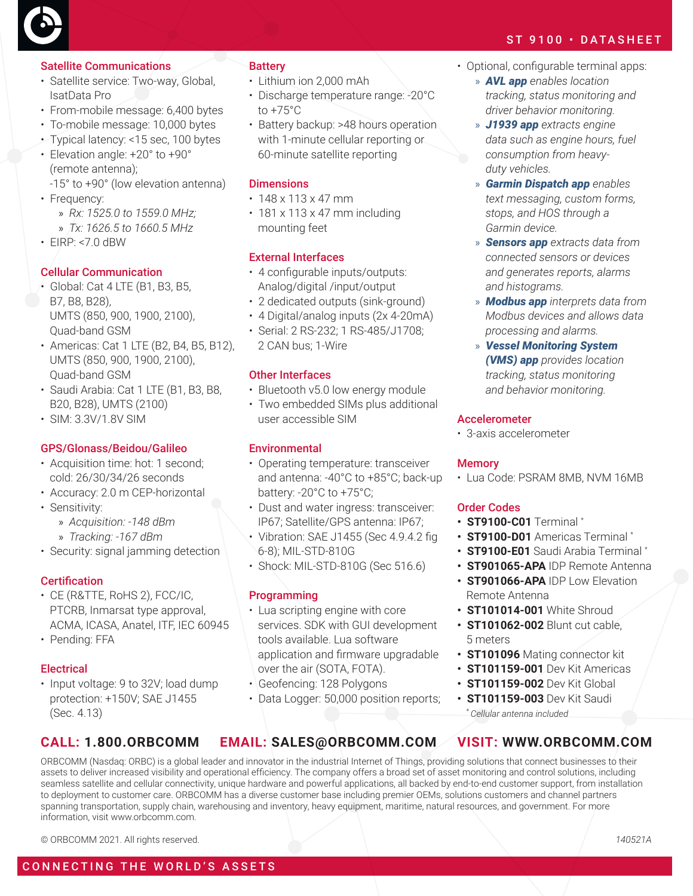### Satellite Communications

- Satellite service: Two-way, Global, IsatData Pro
- From-mobile message: 6,400 bytes
- To-mobile message: 10,000 bytes
- Typical latency: <15 sec, 100 bytes
- Elevation angle: +20° to +90° (remote antenna); -15° to +90° (low elevation antenna)
- Frequency:
  - *Rx: 1525.0 to 1559.0 MHz;*
  - *Tx: 1626.5 to 1660.5 MHz*
- EIRP: <7.0 dBW

### Cellular Communication

- Global: Cat 4 LTE (B1, B3, B5, B7, B8, B28), UMTS (850, 900, 1900, 2100), Quad-band GSM
- Americas: Cat 1 LTE (B2, B4, B5, B12), UMTS (850, 900, 1900, 2100), Quad-band GSM
- Saudi Arabia: Cat 1 LTE (B1, B3, B8, B20, B28), UMTS (2100)
- SIM: 3.3V/1.8V SIM

### GPS/Glonass/Beidou/Galileo

- Acquisition time: hot: 1 second; cold: 26/30/34/26 seconds
- Accuracy: 2.0 m CEP-horizontal
- Sensitivity:
  - *Acquisition: -148 dBm*
  - *Tracking: -167 dBm*
- Security: signal jamming detection

### Certification

- CE (R&TTE, RoHS 2), FCC/IC, PTCRB, Inmarsat type approval, ACMA, ICASA, Anatel, ITF, IEC 60945
- Pending: FFA

### Electrical

- Input voltage: 9 to 32V; load dump protection: +150V; SAE J1455 (Sec. 4.13)

### Battery

- Lithium ion 2,000 mAh
- Discharge temperature range: -20°C to +75°C
- Battery backup: >48 hours operation with 1-minute cellular reporting or 60-minute satellite reporting

### Dimensions

- 148 x 113 x 47 mm
- 181 x 113 x 47 mm including mounting feet

### External Interfaces

- 4 configurable inputs/outputs: Analog/digital /input/output
- 2 dedicated outputs (sink-ground)
- 4 Digital/analog inputs (2x 4-20mA)
- Serial: 2 RS-232; 1 RS-485/J1708; 2 CAN bus; 1-Wire

### Other Interfaces

- Bluetooth v5.0 low energy module
- Two embedded SIMs plus additional user accessible SIM

### Environmental

- Operating temperature: transceiver and antenna: -40°C to +85°C; back-up battery: -20°C to +75°C;
- Dust and water ingress: transceiver: IP67; Satellite/GPS antenna: IP67;
- Vibration: SAE J1455 (Sec 4.9.4.2 fig 6-8); MIL-STD-810G
- Shock: MIL-STD-810G (Sec 516.6)

### Programming

- Lua scripting engine with core services. SDK with GUI development tools available. Lua software application and firmware upgradable over the air (SOTA, FOTA).
- Geofencing: 128 Polygons
- Data Logger: 50,000 position reports;
- Optional, configurable terminal apps:
  - ***AVL app*** *enables location tracking, status monitoring and driver behavior monitoring.*
  - ***J1939 app*** *extracts engine data such as engine hours, fuel consumption from heavy-duty vehicles.*
  - ***Garmin Dispatch app*** *enables text messaging, custom forms, stops, and HOS through a Garmin device.*
  - ***Sensors app*** *extracts data from connected sensors or devices and generates reports, alarms and histograms.*
  - ***Modbus app*** *interprets data from Modbus devices and allows data processing and alarms.*
  - ***Vessel Monitoring System (VMS) app*** *provides location tracking, status monitoring and behavior monitoring.*

### Accelerometer

- 3-axis accelerometer

### Memory

- Lua Code: PSRAM 8MB, NVM 16MB

### Order Codes

- **ST9100-C01** Terminal *
- **ST9100-D01** Americas Terminal *
- **ST9100-E01** Saudi Arabia Terminal *
- **ST901065-APA** IDP Remote Antenna
- **ST901066-APA** IDP Low Elevation Remote Antenna
- **ST101014-001** White Shroud
- **ST101062-002** Blunt cut cable, 5 meters
- **ST101096** Mating connector kit
- **ST101159-001** Dev Kit Americas
- **ST101159-002** Dev Kit Global
- **ST101159-003** Dev Kit Saudi

*\* Cellular antenna included*

**CALL: 1.800.ORBCOMM** **EMAIL: SALES@ORBCOMM.COM** **VISIT: WWW.ORBCOMM.COM**

ORBCOMM (Nasdaq: ORBC) is a global leader and innovator in the industrial Internet of Things, providing solutions that connect businesses to their assets to deliver increased visibility and operational efficiency. The company offers a broad set of asset monitoring and control solutions, including seamless satellite and cellular connectivity, unique hardware and powerful applications, all backed by end-to-end customer support, from installation to deployment to customer care. ORBCOMM has a diverse customer base including premier OEMs, solutions customers and channel partners spanning transportation, supply chain, warehousing and inventory, heavy equipment, maritime, natural resources, and government. For more information, visit www.orbcomm.com.

© ORBCOMM 2021. All rights reserved.

*140521A*

CONNECTING THE WORLD'S ASSETS